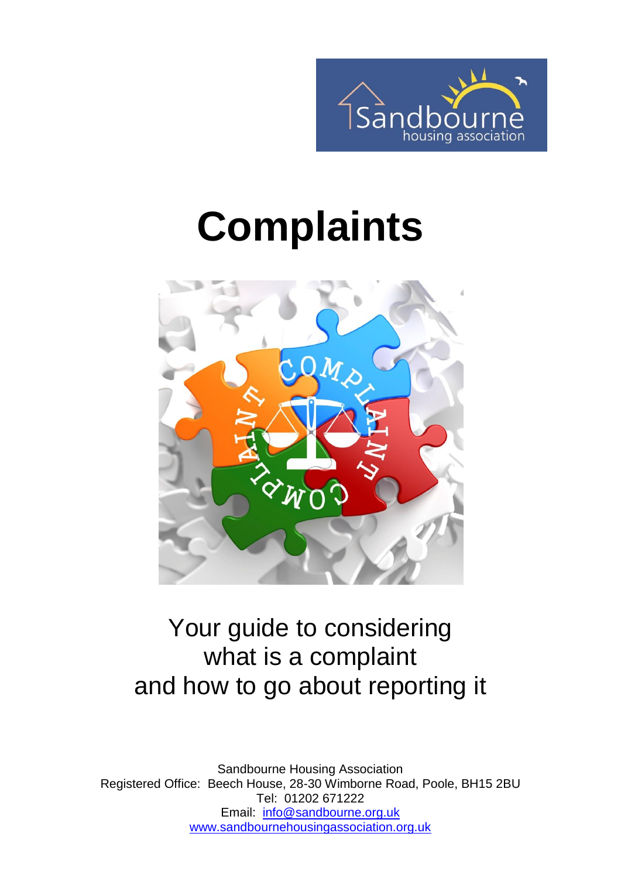# Complaints

Your guide to considering
what is a complaint
and how to go about reporting it

Sandbourne Housing Association
Registered Office: Beech House, 28-30 Wimborne Road, Poole, BH15 2BU
Tel: 01202 671222
Email: info@sandbourne.org.uk
www.sandbournehousingassociation.org.uk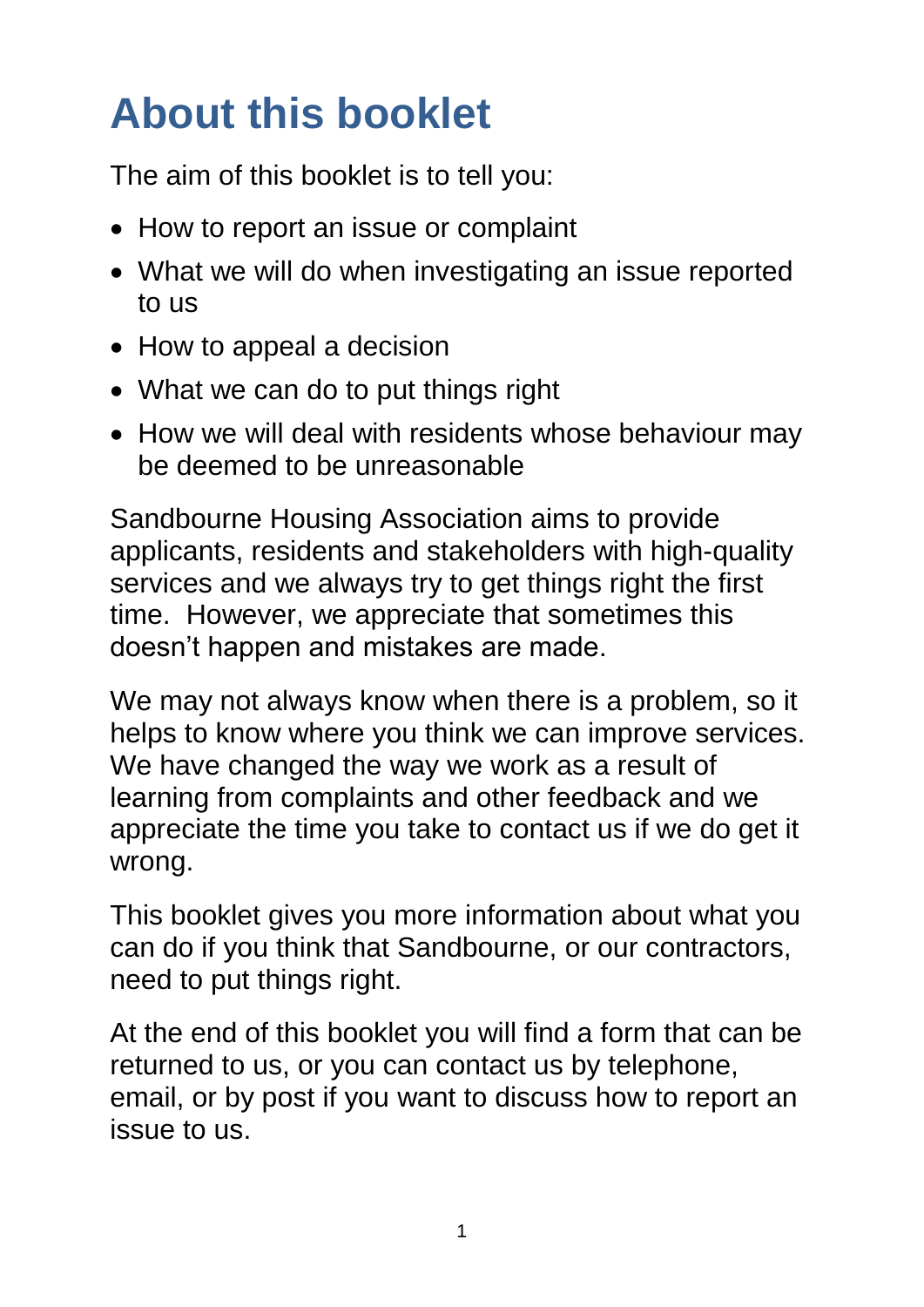# About this booklet

The aim of this booklet is to tell you:

- How to report an issue or complaint
- What we will do when investigating an issue reported to us
- How to appeal a decision
- What we can do to put things right
- How we will deal with residents whose behaviour may be deemed to be unreasonable

Sandbourne Housing Association aims to provide applicants, residents and stakeholders with high-quality services and we always try to get things right the first time. However, we appreciate that sometimes this doesn't happen and mistakes are made.

We may not always know when there is a problem, so it helps to know where you think we can improve services. We have changed the way we work as a result of learning from complaints and other feedback and we appreciate the time you take to contact us if we do get it wrong.

This booklet gives you more information about what you can do if you think that Sandbourne, or our contractors, need to put things right.

At the end of this booklet you will find a form that can be returned to us, or you can contact us by telephone, email, or by post if you want to discuss how to report an issue to us.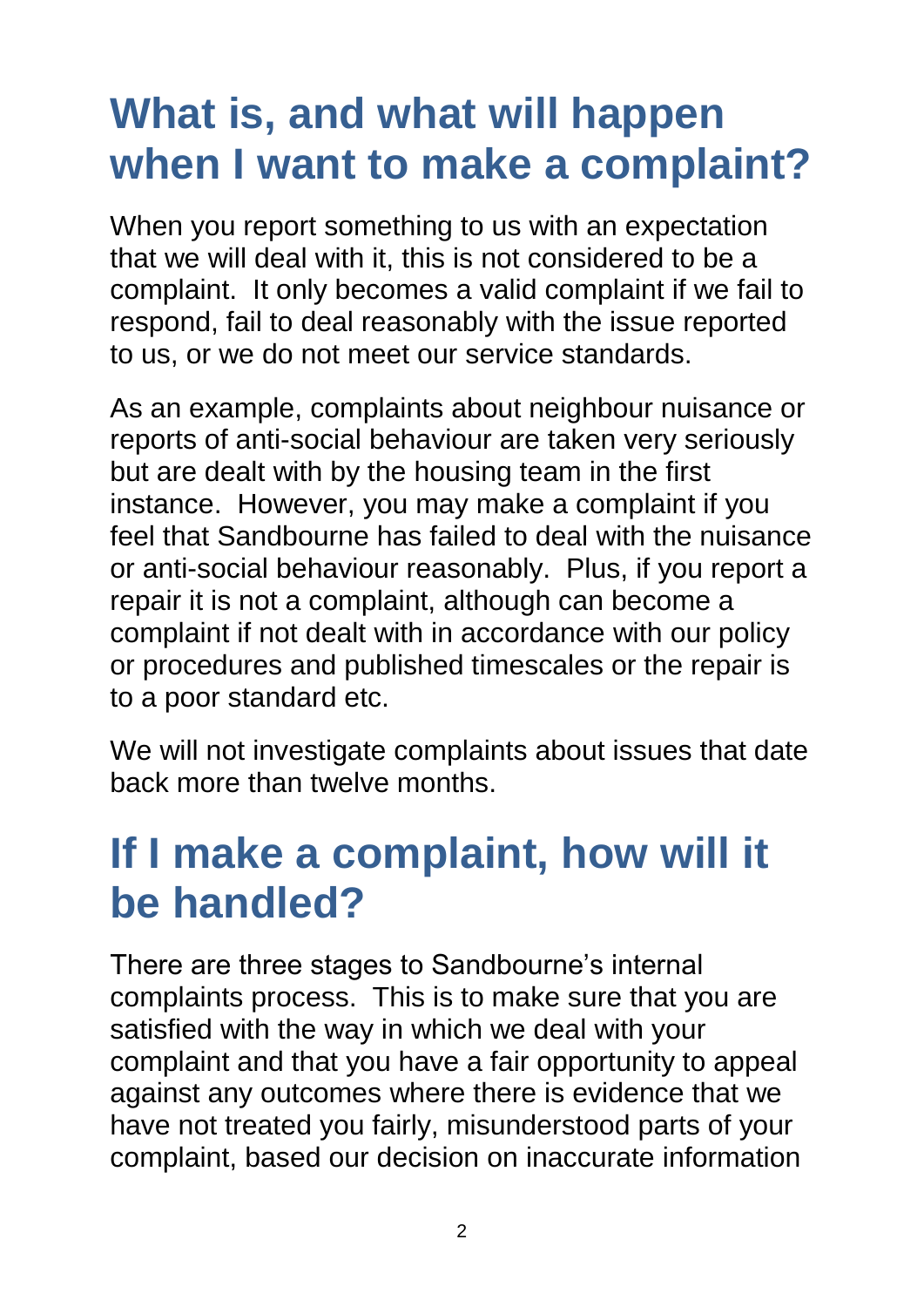# What is, and what will happen when I want to make a complaint?

When you report something to us with an expectation that we will deal with it, this is not considered to be a complaint. It only becomes a valid complaint if we fail to respond, fail to deal reasonably with the issue reported to us, or we do not meet our service standards.

As an example, complaints about neighbour nuisance or reports of anti-social behaviour are taken very seriously but are dealt with by the housing team in the first instance. However, you may make a complaint if you feel that Sandbourne has failed to deal with the nuisance or anti-social behaviour reasonably. Plus, if you report a repair it is not a complaint, although can become a complaint if not dealt with in accordance with our policy or procedures and published timescales or the repair is to a poor standard etc.

We will not investigate complaints about issues that date back more than twelve months.

# If I make a complaint, how will it be handled?

There are three stages to Sandbourne's internal complaints process. This is to make sure that you are satisfied with the way in which we deal with your complaint and that you have a fair opportunity to appeal against any outcomes where there is evidence that we have not treated you fairly, misunderstood parts of your complaint, based our decision on inaccurate information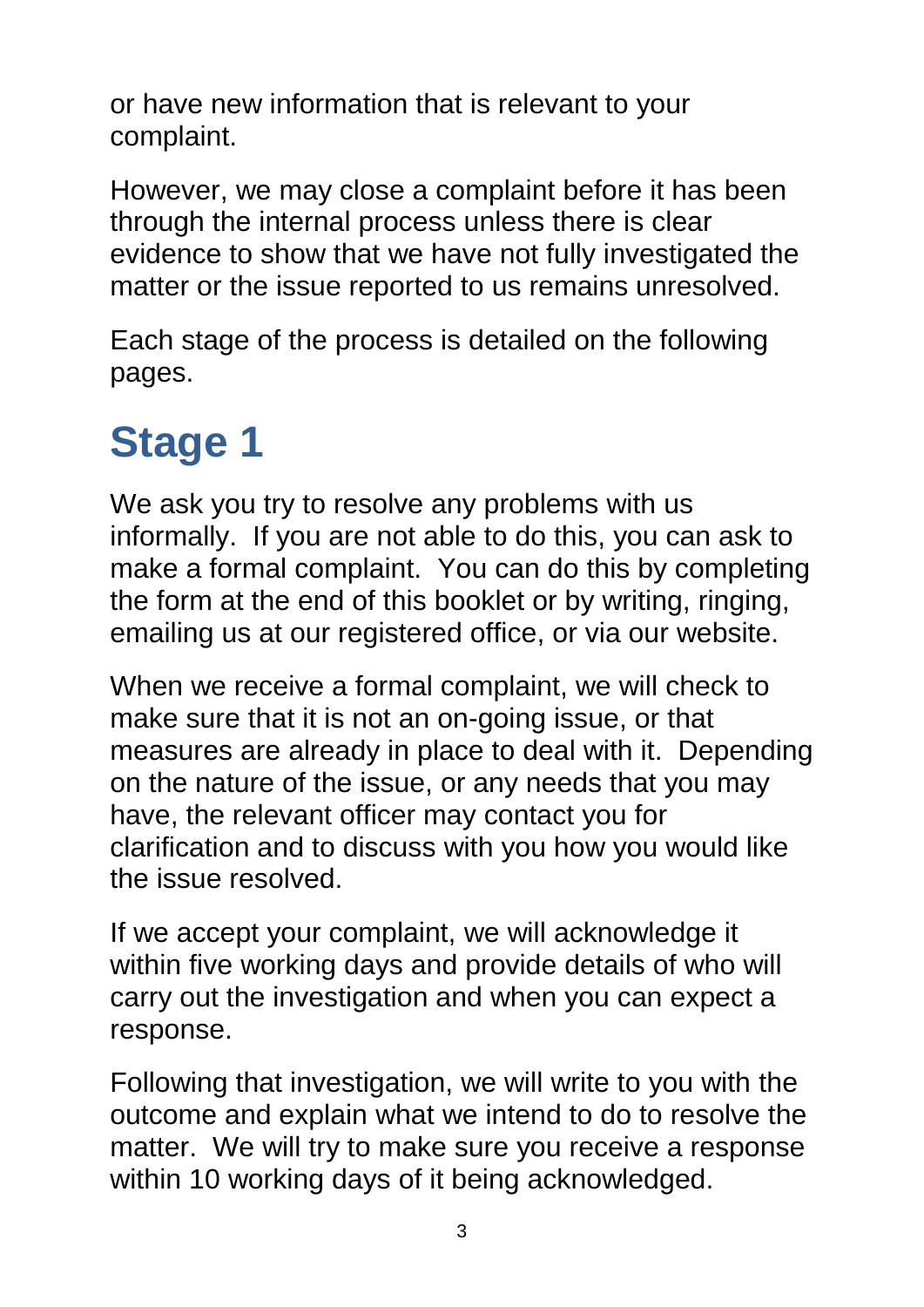or have new information that is relevant to your complaint.

However, we may close a complaint before it has been through the internal process unless there is clear evidence to show that we have not fully investigated the matter or the issue reported to us remains unresolved.

Each stage of the process is detailed on the following pages.

# Stage 1

We ask you try to resolve any problems with us informally. If you are not able to do this, you can ask to make a formal complaint. You can do this by completing the form at the end of this booklet or by writing, ringing, emailing us at our registered office, or via our website.

When we receive a formal complaint, we will check to make sure that it is not an on-going issue, or that measures are already in place to deal with it. Depending on the nature of the issue, or any needs that you may have, the relevant officer may contact you for clarification and to discuss with you how you would like the issue resolved.

If we accept your complaint, we will acknowledge it within five working days and provide details of who will carry out the investigation and when you can expect a response.

Following that investigation, we will write to you with the outcome and explain what we intend to do to resolve the matter. We will try to make sure you receive a response within 10 working days of it being acknowledged.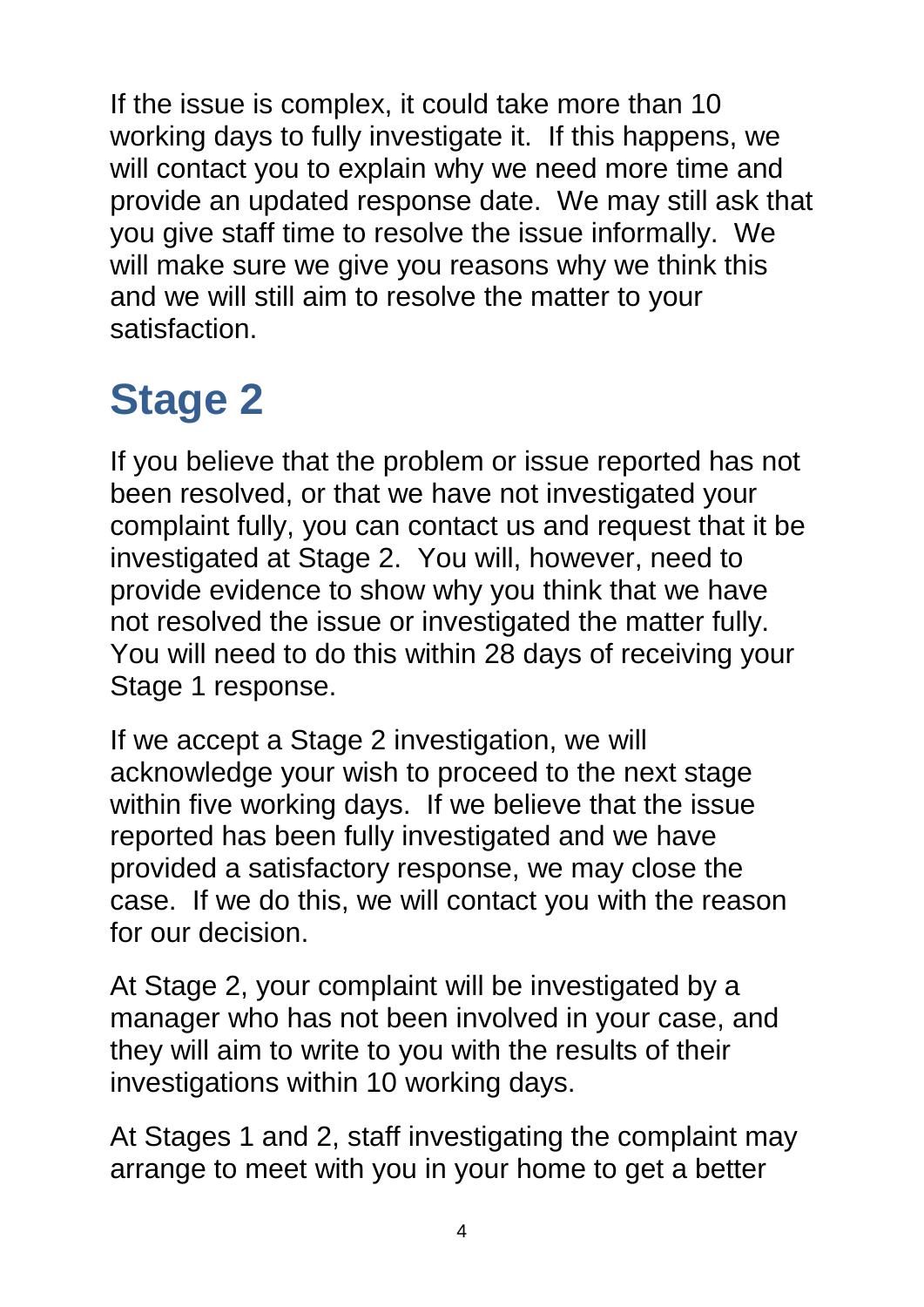If the issue is complex, it could take more than 10 working days to fully investigate it. If this happens, we will contact you to explain why we need more time and provide an updated response date. We may still ask that you give staff time to resolve the issue informally. We will make sure we give you reasons why we think this and we will still aim to resolve the matter to your satisfaction.

# Stage 2

If you believe that the problem or issue reported has not been resolved, or that we have not investigated your complaint fully, you can contact us and request that it be investigated at Stage 2. You will, however, need to provide evidence to show why you think that we have not resolved the issue or investigated the matter fully. You will need to do this within 28 days of receiving your Stage 1 response.

If we accept a Stage 2 investigation, we will acknowledge your wish to proceed to the next stage within five working days. If we believe that the issue reported has been fully investigated and we have provided a satisfactory response, we may close the case. If we do this, we will contact you with the reason for our decision.

At Stage 2, your complaint will be investigated by a manager who has not been involved in your case, and they will aim to write to you with the results of their investigations within 10 working days.

At Stages 1 and 2, staff investigating the complaint may arrange to meet with you in your home to get a better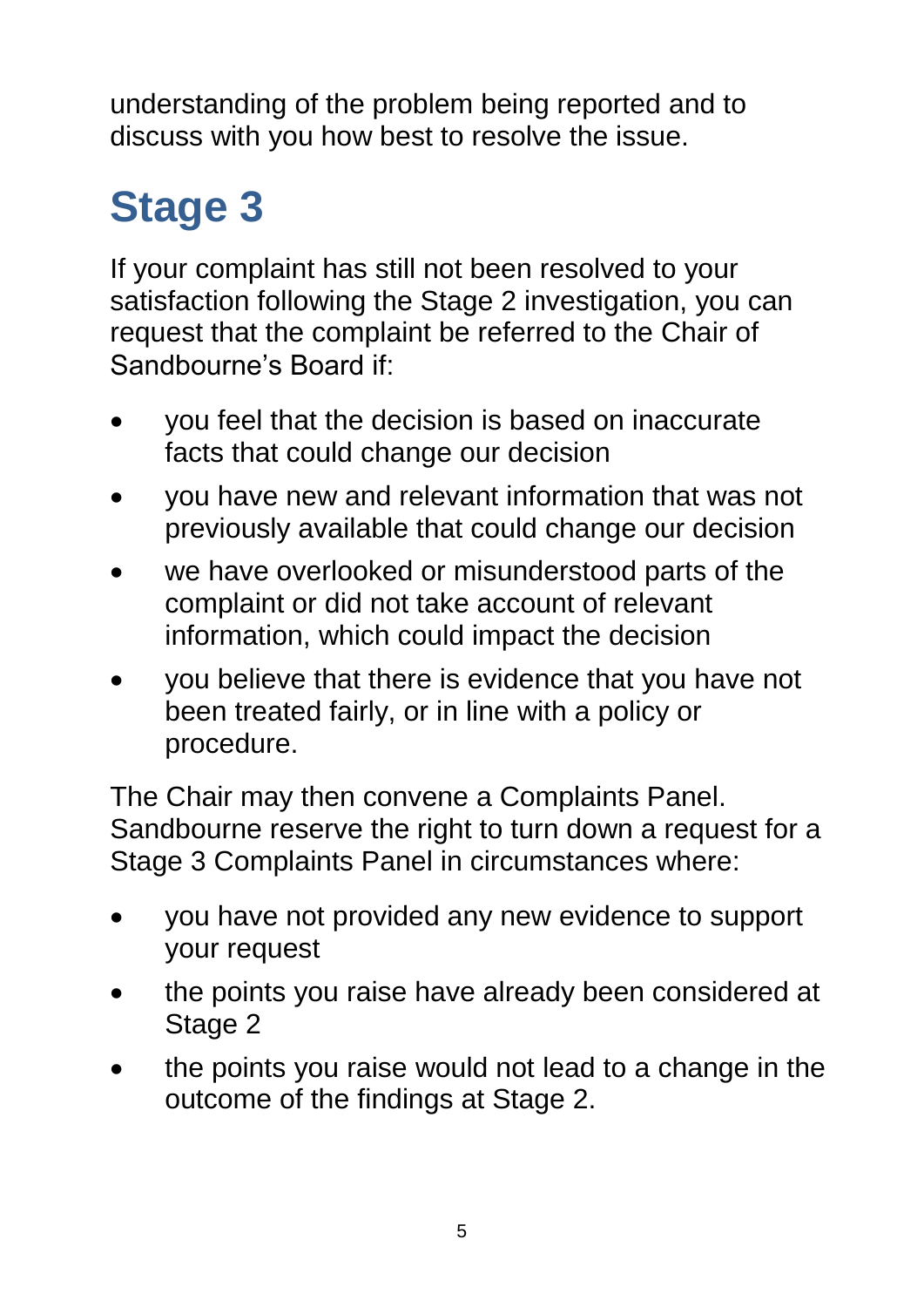understanding of the problem being reported and to discuss with you how best to resolve the issue.

## Stage 3

If your complaint has still not been resolved to your satisfaction following the Stage 2 investigation, you can request that the complaint be referred to the Chair of Sandbourne's Board if:

- you feel that the decision is based on inaccurate facts that could change our decision
- you have new and relevant information that was not previously available that could change our decision
- we have overlooked or misunderstood parts of the complaint or did not take account of relevant information, which could impact the decision
- you believe that there is evidence that you have not been treated fairly, or in line with a policy or procedure.

The Chair may then convene a Complaints Panel. Sandbourne reserve the right to turn down a request for a Stage 3 Complaints Panel in circumstances where:

- you have not provided any new evidence to support your request
- the points you raise have already been considered at Stage 2
- the points you raise would not lead to a change in the outcome of the findings at Stage 2.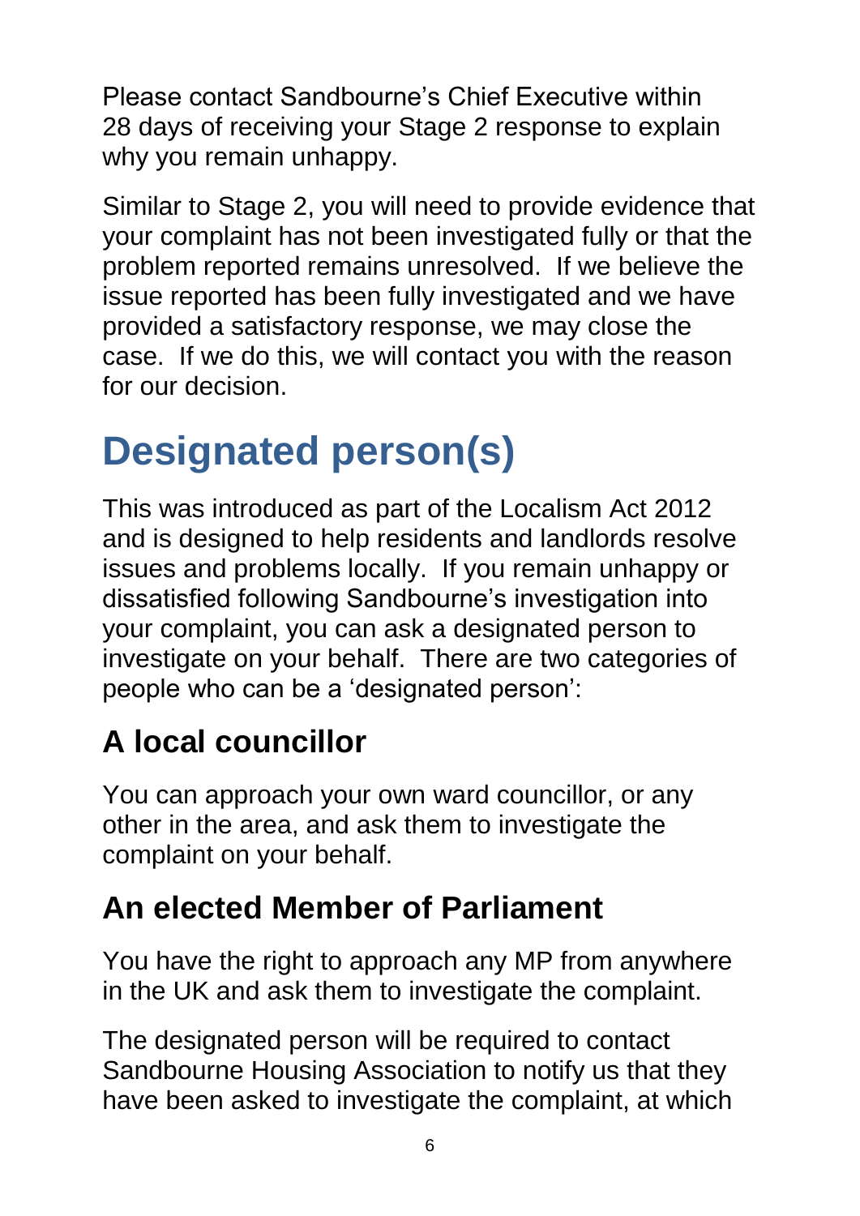Please contact Sandbourne's Chief Executive within 28 days of receiving your Stage 2 response to explain why you remain unhappy.

Similar to Stage 2, you will need to provide evidence that your complaint has not been investigated fully or that the problem reported remains unresolved. If we believe the issue reported has been fully investigated and we have provided a satisfactory response, we may close the case. If we do this, we will contact you with the reason for our decision.

# Designated person(s)

This was introduced as part of the Localism Act 2012 and is designed to help residents and landlords resolve issues and problems locally. If you remain unhappy or dissatisfied following Sandbourne's investigation into your complaint, you can ask a designated person to investigate on your behalf. There are two categories of people who can be a 'designated person':

## A local councillor

You can approach your own ward councillor, or any other in the area, and ask them to investigate the complaint on your behalf.

## An elected Member of Parliament

You have the right to approach any MP from anywhere in the UK and ask them to investigate the complaint.

The designated person will be required to contact Sandbourne Housing Association to notify us that they have been asked to investigate the complaint, at which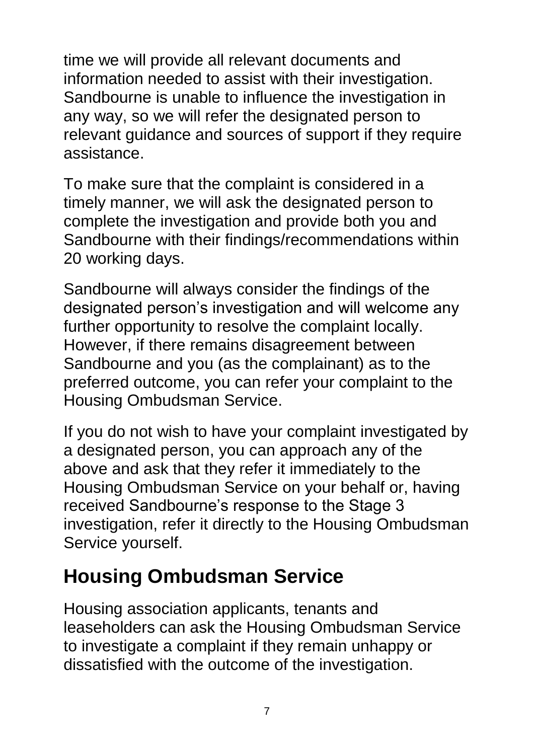time we will provide all relevant documents and information needed to assist with their investigation. Sandbourne is unable to influence the investigation in any way, so we will refer the designated person to relevant guidance and sources of support if they require assistance.

To make sure that the complaint is considered in a timely manner, we will ask the designated person to complete the investigation and provide both you and Sandbourne with their findings/recommendations within 20 working days.

Sandbourne will always consider the findings of the designated person's investigation and will welcome any further opportunity to resolve the complaint locally. However, if there remains disagreement between Sandbourne and you (as the complainant) as to the preferred outcome, you can refer your complaint to the Housing Ombudsman Service.

If you do not wish to have your complaint investigated by a designated person, you can approach any of the above and ask that they refer it immediately to the Housing Ombudsman Service on your behalf or, having received Sandbourne's response to the Stage 3 investigation, refer it directly to the Housing Ombudsman Service yourself.

## Housing Ombudsman Service

Housing association applicants, tenants and leaseholders can ask the Housing Ombudsman Service to investigate a complaint if they remain unhappy or dissatisfied with the outcome of the investigation.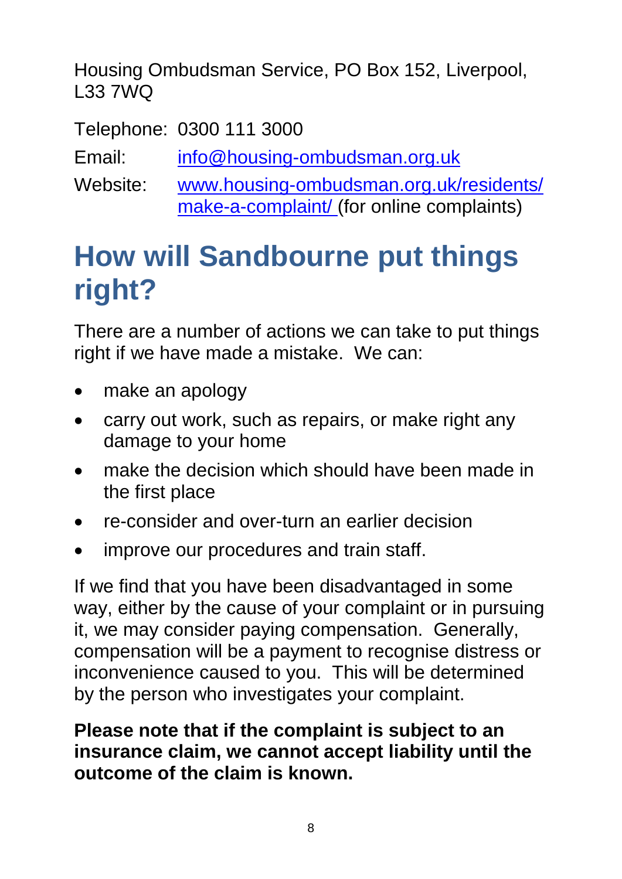Housing Ombudsman Service, PO Box 152, Liverpool, L33 7WQ

Telephone: 0300 111 3000

Email: info@housing-ombudsman.org.uk

Website: www.housing-ombudsman.org.uk/residents/make-a-complaint/ (for online complaints)

# How will Sandbourne put things right?

There are a number of actions we can take to put things right if we have made a mistake. We can:

- make an apology
- carry out work, such as repairs, or make right any damage to your home
- make the decision which should have been made in the first place
- re-consider and over-turn an earlier decision
- improve our procedures and train staff.

If we find that you have been disadvantaged in some way, either by the cause of your complaint or in pursuing it, we may consider paying compensation. Generally, compensation will be a payment to recognise distress or inconvenience caused to you. This will be determined by the person who investigates your complaint.

**Please note that if the complaint is subject to an insurance claim, we cannot accept liability until the outcome of the claim is known.**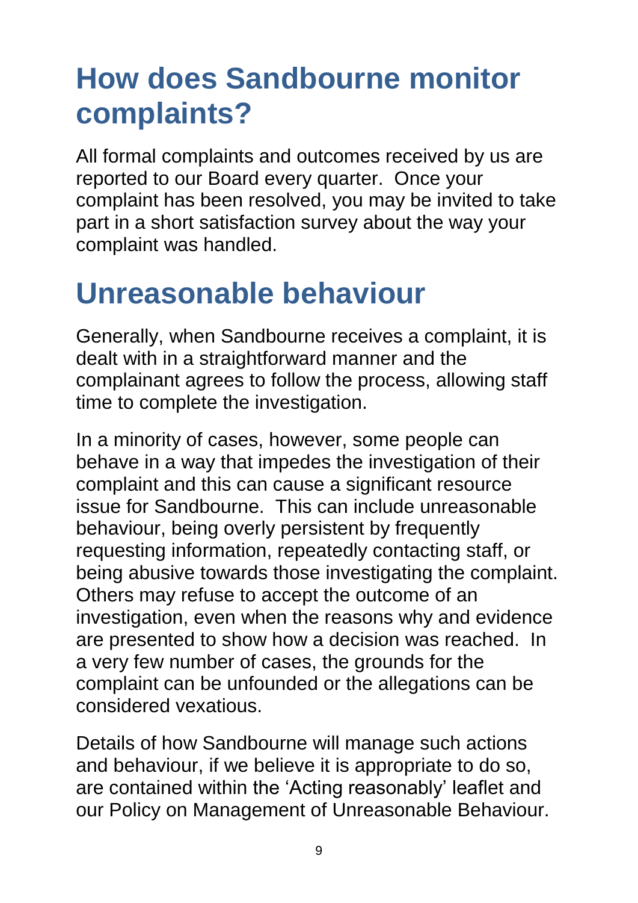## How does Sandbourne monitor complaints?

All formal complaints and outcomes received by us are reported to our Board every quarter. Once your complaint has been resolved, you may be invited to take part in a short satisfaction survey about the way your complaint was handled.

## Unreasonable behaviour

Generally, when Sandbourne receives a complaint, it is dealt with in a straightforward manner and the complainant agrees to follow the process, allowing staff time to complete the investigation.

In a minority of cases, however, some people can behave in a way that impedes the investigation of their complaint and this can cause a significant resource issue for Sandbourne. This can include unreasonable behaviour, being overly persistent by frequently requesting information, repeatedly contacting staff, or being abusive towards those investigating the complaint. Others may refuse to accept the outcome of an investigation, even when the reasons why and evidence are presented to show how a decision was reached. In a very few number of cases, the grounds for the complaint can be unfounded or the allegations can be considered vexatious.

Details of how Sandbourne will manage such actions and behaviour, if we believe it is appropriate to do so, are contained within the 'Acting reasonably' leaflet and our Policy on Management of Unreasonable Behaviour.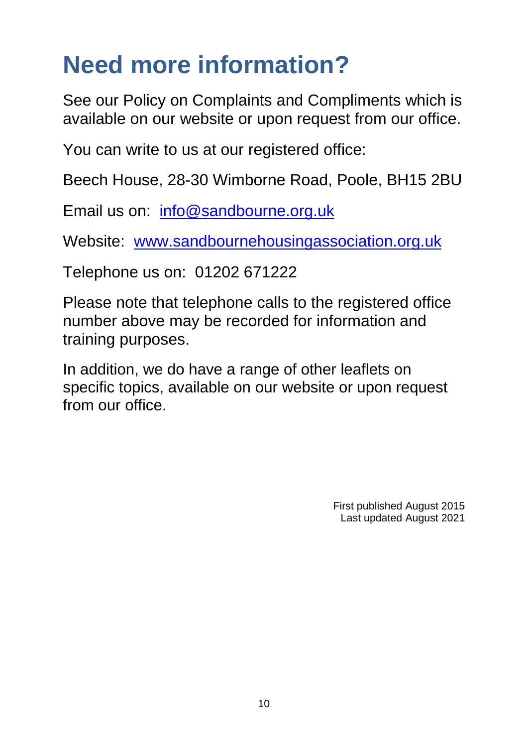# Need more information?

See our Policy on Complaints and Compliments which is available on our website or upon request from our office.

You can write to us at our registered office:

Beech House, 28-30 Wimborne Road, Poole, BH15 2BU

Email us on: [info@sandbourne.org.uk](mailto:info@sandbourne.org.uk)

Website: [www.sandbournehousingassociation.org.uk](http://www.sandbournehousingassociation.org.uk)

Telephone us on: 01202 671222

Please note that telephone calls to the registered office number above may be recorded for information and training purposes.

In addition, we do have a range of other leaflets on specific topics, available on our website or upon request from our office.

First published August 2015
Last updated August 2021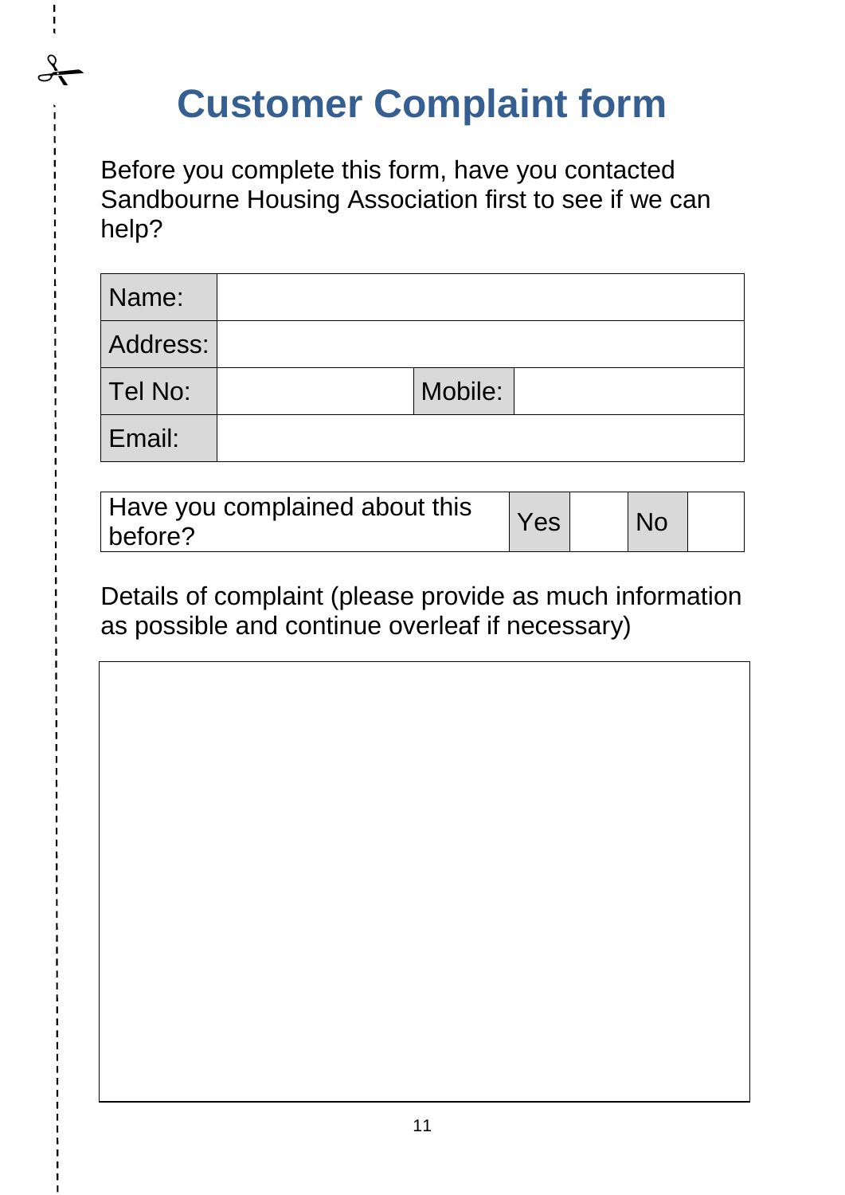# Customer Complaint form

Before you complete this form, have you contacted Sandbourne Housing Association first to see if we can help?

| Name: | | | |
|---|---|---|---|
| Address: | | | |
| Tel No: | | Mobile: | |
| Email: | | | |

| Have you complained about this before? | Yes | | No | |
|---|---|---|---|---|

Details of complaint (please provide as much information as possible and continue overleaf if necessary)

| |
|---|
| |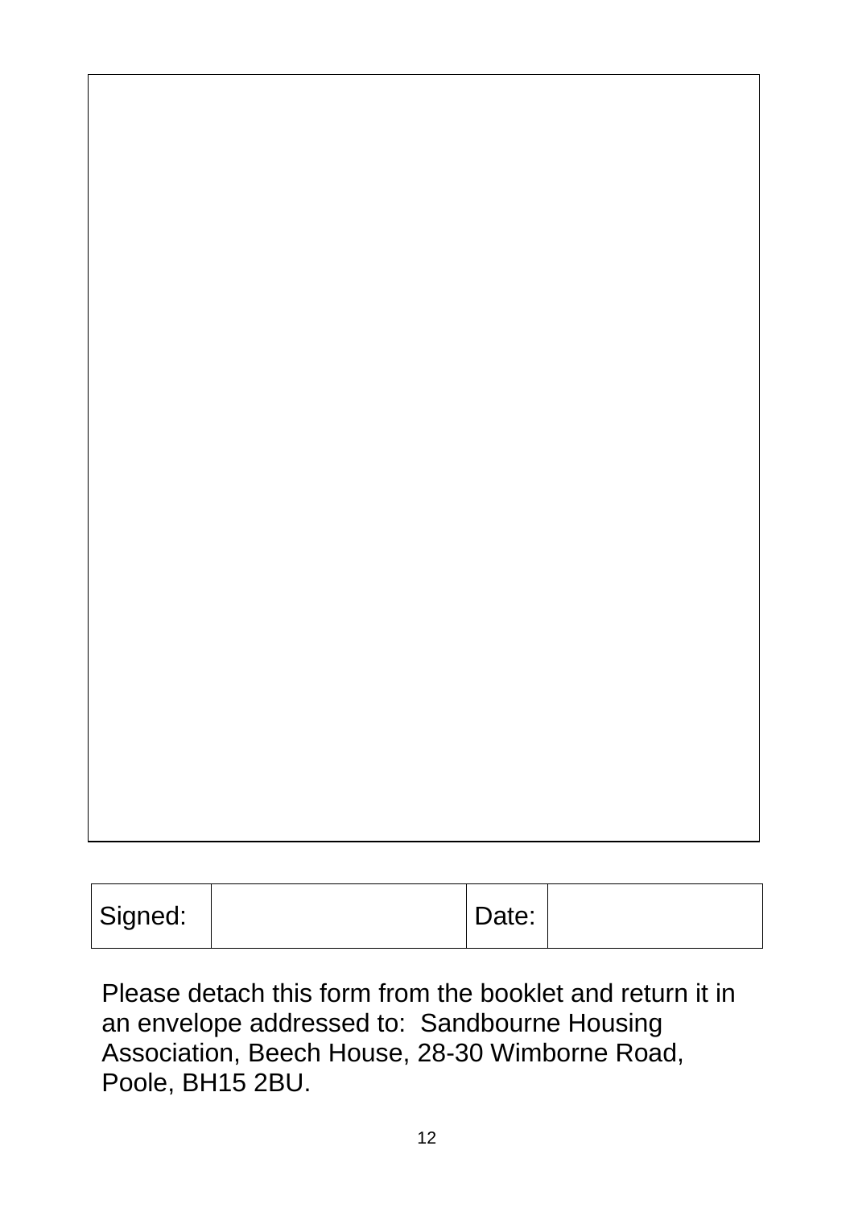| Signed: | | Date: | |
|---|---|---|---|

Please detach this form from the booklet and return it in an envelope addressed to: Sandbourne Housing Association, Beech House, 28-30 Wimborne Road, Poole, BH15 2BU.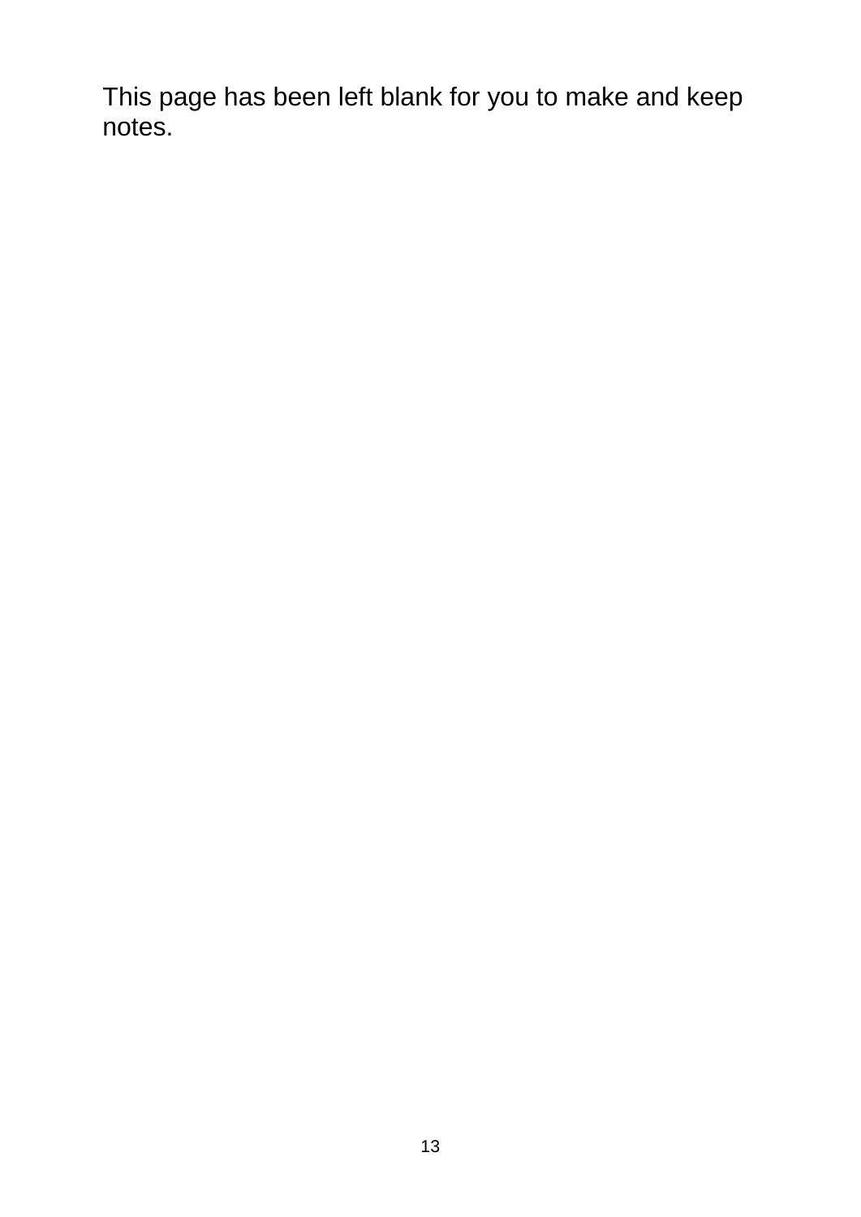This page has been left blank for you to make and keep notes.